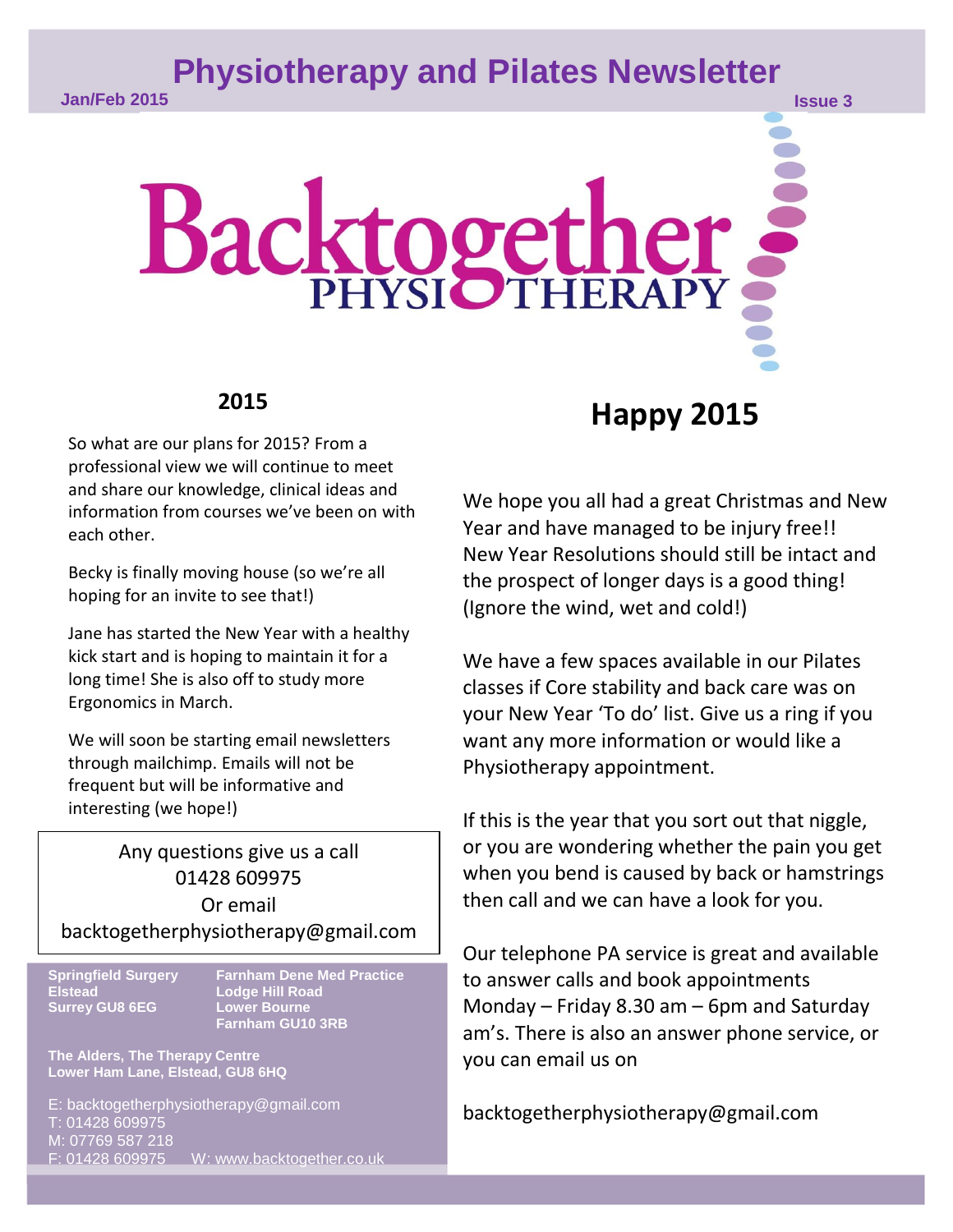# Physiotherapy and Pilates Newsletter

Jan/Feb 2015

Issue 3

Backtogether PHYSIOTHERAPY

## 2015

So what are our plans for 2015? From a professional view we will continue to meet and share our knowledge, clinical ideas and information from courses we've been on with each other.

Becky is finally moving house (so we're all hoping for an invite to see that!)

Jane has started the New Year with a healthy kick start and is hoping to maintain it for a long time! She is also off to study more Ergonomics in March.

We will soon be starting email newsletters through mailchimp. Emails will not be frequent but will be informative and interesting (we hope!)

Any questions give us a call
01428 609975
Or email
backtogetherphysiotherapy@gmail.com

**Springfield Surgery**
**Elstead**
**Surrey GU8 6EG**

**Farnham Dene Med Practice**
**Lodge Hill Road**
**Lower Bourne**
**Farnham GU10 3RB**

**The Alders, The Therapy Centre**
**Lower Ham Lane, Elstead, GU8 6HQ**

E: backtogetherphysiotherapy@gmail.com
T: 01428 609975
M: 07769 587 218
F: 01428 609975 W: www.backtogether.co.uk

## Happy 2015

We hope you all had a great Christmas and New Year and have managed to be injury free!! New Year Resolutions should still be intact and the prospect of longer days is a good thing! (Ignore the wind, wet and cold!)

We have a few spaces available in our Pilates classes if Core stability and back care was on your New Year 'To do' list. Give us a ring if you want any more information or would like a Physiotherapy appointment.

If this is the year that you sort out that niggle, or you are wondering whether the pain you get when you bend is caused by back or hamstrings then call and we can have a look for you.

Our telephone PA service is great and available to answer calls and book appointments Monday – Friday 8.30 am – 6pm and Saturday am's. There is also an answer phone service, or you can email us on

backtogetherphysiotherapy@gmail.com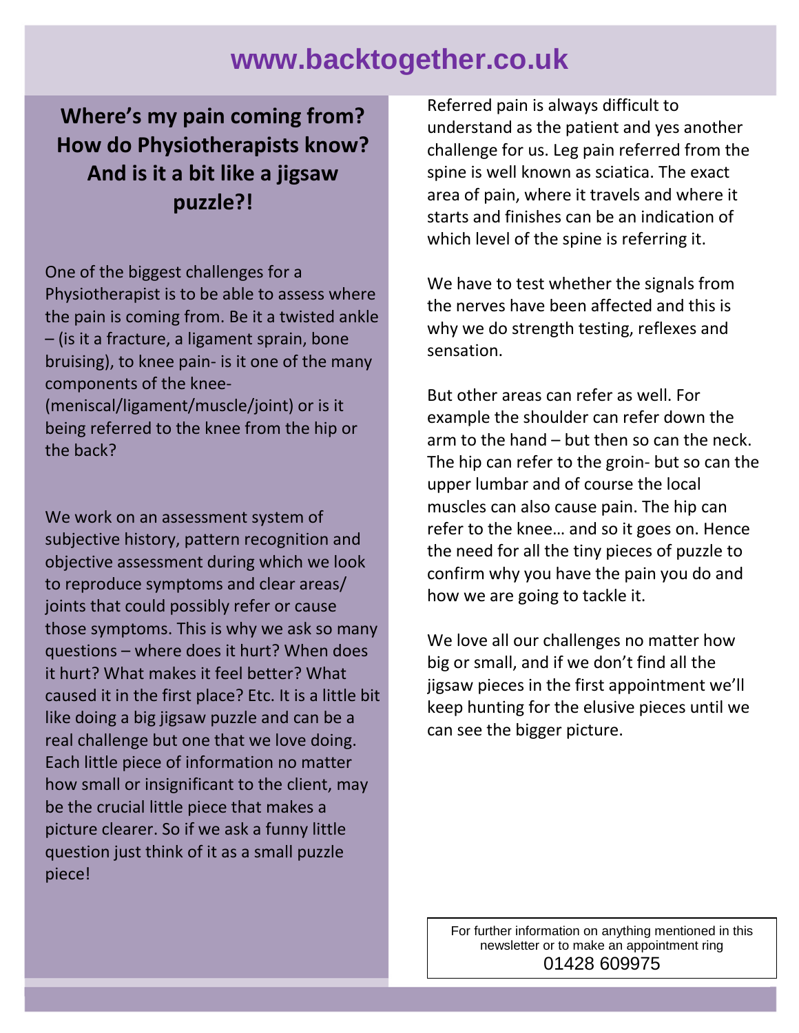# www.backtogether.co.uk

## Where's my pain coming from? How do Physiotherapists know? And is it a bit like a jigsaw puzzle?!

One of the biggest challenges for a Physiotherapist is to be able to assess where the pain is coming from. Be it a twisted ankle – (is it a fracture, a ligament sprain, bone bruising), to knee pain- is it one of the many components of the knee- (meniscal/ligament/muscle/joint) or is it being referred to the knee from the hip or the back?

We work on an assessment system of subjective history, pattern recognition and objective assessment during which we look to reproduce symptoms and clear areas/ joints that could possibly refer or cause those symptoms. This is why we ask so many questions – where does it hurt? When does it hurt? What makes it feel better? What caused it in the first place? Etc. It is a little bit like doing a big jigsaw puzzle and can be a real challenge but one that we love doing. Each little piece of information no matter how small or insignificant to the client, may be the crucial little piece that makes a picture clearer. So if we ask a funny little question just think of it as a small puzzle piece!

Referred pain is always difficult to understand as the patient and yes another challenge for us. Leg pain referred from the spine is well known as sciatica. The exact area of pain, where it travels and where it starts and finishes can be an indication of which level of the spine is referring it.

We have to test whether the signals from the nerves have been affected and this is why we do strength testing, reflexes and sensation.

But other areas can refer as well. For example the shoulder can refer down the arm to the hand – but then so can the neck. The hip can refer to the groin- but so can the upper lumbar and of course the local muscles can also cause pain. The hip can refer to the knee… and so it goes on. Hence the need for all the tiny pieces of puzzle to confirm why you have the pain you do and how we are going to tackle it.

We love all our challenges no matter how big or small, and if we don't find all the jigsaw pieces in the first appointment we'll keep hunting for the elusive pieces until we can see the bigger picture.

For further information on anything mentioned in this newsletter or to make an appointment ring
01428 609975